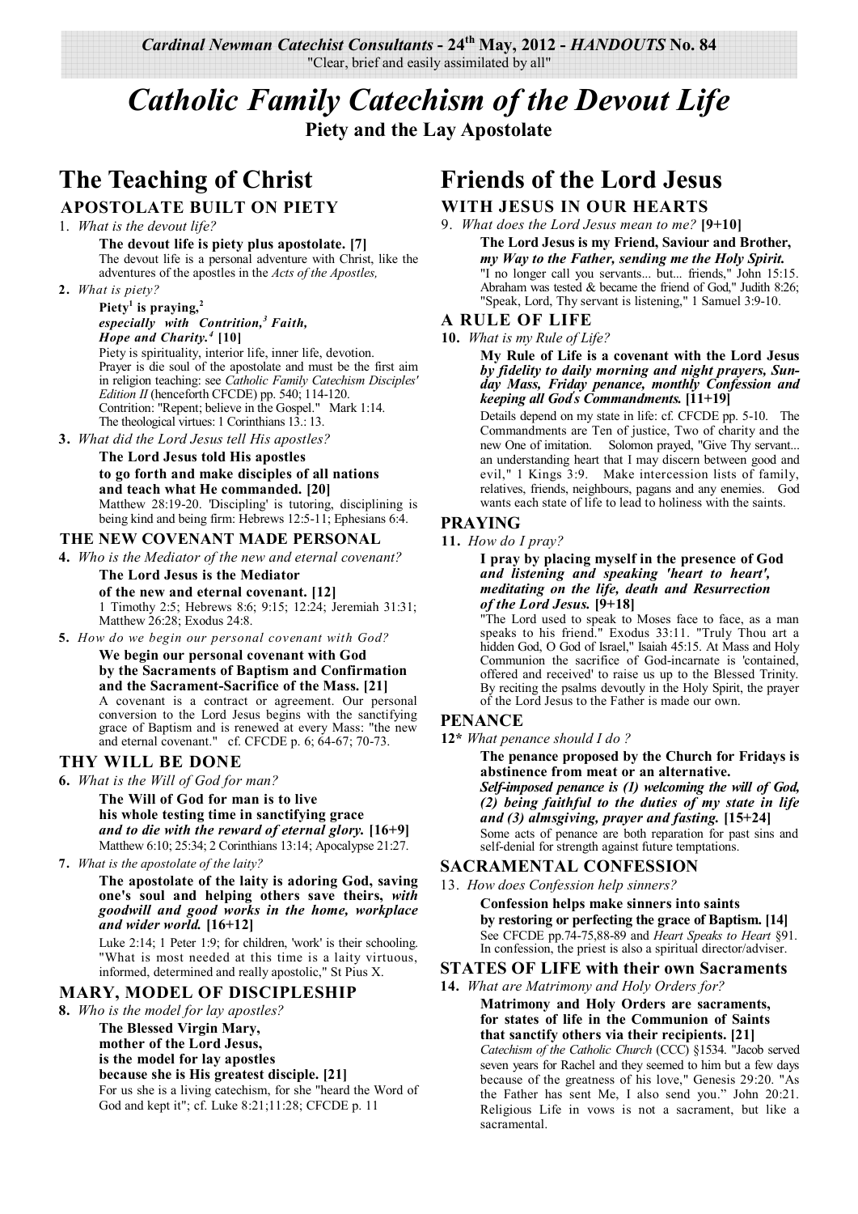*Cardinal Newman Catechist Consultants* - 24th May, 2012 - *HANDOUTS* No. 84
"Clear, brief and easily assimilated by all"

# *Catholic Family Catechism of the Devout Life*

**Piety and the Lay Apostolate**

## The Teaching of Christ

### APOSTOLATE BUILT ON PIETY

1. *What is the devout life?*

**The devout life is piety plus apostolate. [7]**
The devout life is a personal adventure with Christ, like the adventures of the apostles in the *Acts of the Apostles,*

2. *What is piety?*

**Piety[1] is praying,[2]**
***especially with Contrition,[3] Faith, Hope and Charity.[4]* [10]**
Piety is spirituality, interior life, inner life, devotion. Prayer is die soul of the apostolate and must be the first aim in religion teaching: see *Catholic Family Catechism Disciples' Edition II* (henceforth CFCDE) pp. 540; 114-120. Contrition: "Repent; believe in the Gospel." Mark 1:14. The theological virtues: 1 Corinthians 13.: 13.

3. *What did the Lord Jesus tell His apostles?*

**The Lord Jesus told His apostles to go forth and make disciples of all nations and teach what He commanded. [20]**
Matthew 28:19-20. 'Discipling' is tutoring, disciplining is being kind and being firm: Hebrews 12:5-11; Ephesians 6:4.

### THE NEW COVENANT MADE PERSONAL

4. *Who is the Mediator of the new and eternal covenant?*

**The Lord Jesus is the Mediator of the new and eternal covenant. [12]**
1 Timothy 2:5; Hebrews 8:6; 9:15; 12:24; Jeremiah 31:31; Matthew 26:28; Exodus 24:8.

5. *How do we begin our personal covenant with God?*

**We begin our personal covenant with God by the Sacraments of Baptism and Confirmation and the Sacrament-Sacrifice of the Mass. [21]**
A covenant is a contract or agreement. Our personal conversion to the Lord Jesus begins with the sanctifying grace of Baptism and is renewed at every Mass: "the new and eternal covenant." cf. CFCDE p. 6; 64-67; 70-73.

### THY WILL BE DONE

6. *What is the Will of God for man?*

**The Will of God for man is to live his whole testing time in sanctifying grace *and to die with the reward of eternal glory.* [16+9]**
Matthew 6:10; 25:34; 2 Corinthians 13:14; Apocalypse 21:27.

7. *What is the apostolate of the laity?*

**The apostolate of the laity is adoring God, saving one's soul and helping others save theirs, *with goodwill and good works in the home, workplace and wider world.* [16+12]**
Luke 2:14; 1 Peter 1:9; for children, 'work' is their schooling. "What is most needed at this time is a laity virtuous, informed, determined and really apostolic," St Pius X.

### MARY, MODEL OF DISCIPLESHIP

8. *Who is the model for lay apostles?*

**The Blessed Virgin Mary, mother of the Lord Jesus, is the model for lay apostles because she is His greatest disciple. [21]**
For us she is a living catechism, for she "heard the Word of God and kept it"; cf. Luke 8:21;11:28; CFCDE p. 11

## Friends of the Lord Jesus

### WITH JESUS IN OUR HEARTS

9. *What does the Lord Jesus mean to me?* **[9+10]**

**The Lord Jesus is my Friend, Saviour and Brother, *my Way to the Father, sending me the Holy Spirit.***
"I no longer call you servants... but... friends," John 15:15. Abraham was tested & became the friend of God," Judith 8:26; "Speak, Lord, Thy servant is listening," 1 Samuel 3:9-10.

### A RULE OF LIFE

10. *What is my Rule of Life?*

**My Rule of Life is a covenant with the Lord Jesus *by fidelity to daily morning and night prayers, Sunday Mass, Friday penance, monthly Confession and keeping all God's Commandments.* [11+19]**
Details depend on my state in life: cf. CFCDE pp. 5-10. The Commandments are Ten of justice, Two of charity and the new One of imitation. Solomon prayed, "Give Thy servant... an understanding heart that I may discern between good and evil," 1 Kings 3:9. Make intercession lists of family, relatives, friends, neighbours, pagans and any enemies. God wants each state of life to lead to holiness with the saints.

### PRAYING

11. *How do I pray?*

**I pray by placing myself in the presence of God *and listening and speaking 'heart to heart', meditating on the life, death and Resurrection of the Lord Jesus.* [9+18]**
"The Lord used to speak to Moses face to face, as a man speaks to his friend." Exodus 33:11. "Truly Thou art a hidden God, O God of Israel," Isaiah 45:15. At Mass and Holy Communion the sacrifice of God-incarnate is 'contained, offered and received' to raise us up to the Blessed Trinity. By reciting the psalms devoutly in the Holy Spirit, the prayer of the Lord Jesus to the Father is made our own.

### PENANCE

12* *What penance should I do ?*

**The penance proposed by the Church for Fridays is abstinence from meat or an alternative.**
***Self-imposed penance is (1) welcoming the will of God, (2) being faithful to the duties of my state in life and (3) almsgiving, prayer and fasting.* [15+24]**
Some acts of penance are both reparation for past sins and self-denial for strength against future temptations.

### SACRAMENTAL CONFESSION

13. *How does Confession help sinners?*

**Confession helps make sinners into saints by restoring or perfecting the grace of Baptism. [14]**
See CFCDE pp.74-75,88-89 and *Heart Speaks to Heart* §91. In confession, the priest is also a spiritual director/adviser.

### STATES OF LIFE with their own Sacraments

14. *What are Matrimony and Holy Orders for?*

**Matrimony and Holy Orders are sacraments, for states of life in the Communion of Saints that sanctify others via their recipients. [21]**
*Catechism of the Catholic Church* (CCC) §1534. "Jacob served seven years for Rachel and they seemed to him but a few days because of the greatness of his love," Genesis 29:20. "As the Father has sent Me, I also send you." John 20:21. Religious Life in vows is not a sacrament, but like a sacramental.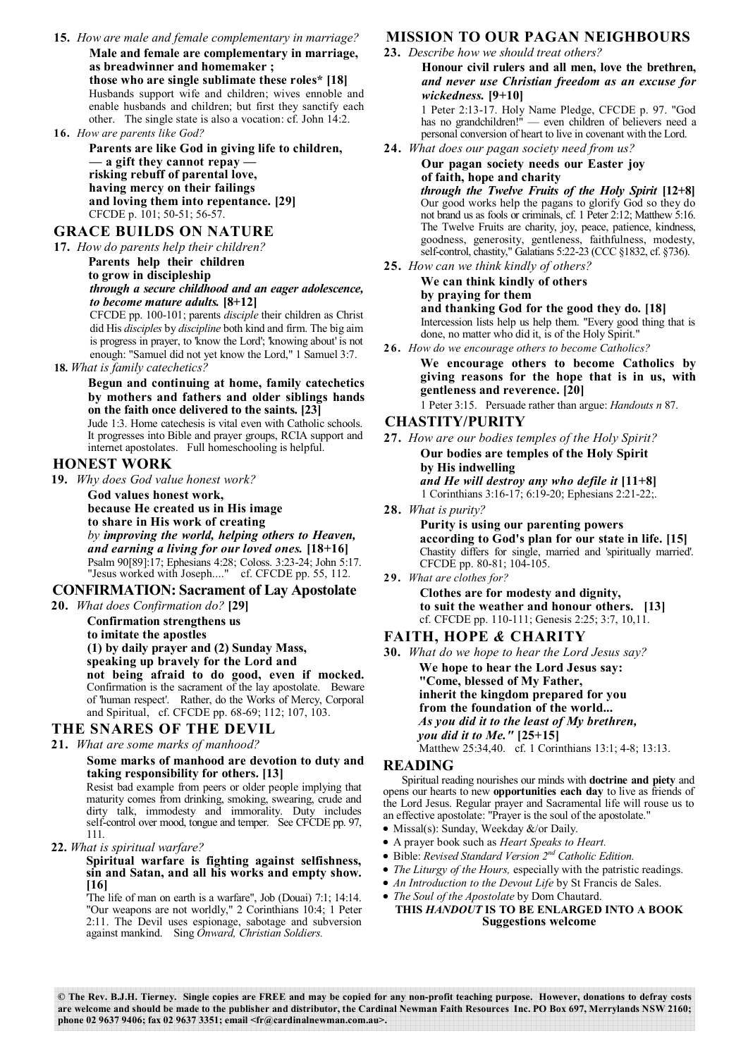**15.** *How are male and female complementary in marriage?*

**Male and female are complementary in marriage, as breadwinner and homemaker ;**
**those who are single sublimate these roles* [18]**
Husbands support wife and children; wives ennoble and enable husbands and children; but first they sanctify each other. The single state is also a vocation: cf. John 14:2.

**16.** *How are parents like God?*

**Parents are like God in giving life to children,**
**— a gift they cannot repay —**
**risking rebuff of parental love,**
**having mercy on their failings**
**and loving them into repentance. [29]**
CFCDE p. 101; 50-51; 56-57.

## GRACE BUILDS ON NATURE

**17.** *How do parents help their children?*

**Parents help their children**
**to grow in discipleship**
***through a secure childhood and an eager adolescence, to become mature adults.* [8+12]**
CFCDE pp. 100-101; parents *disciple* their children as Christ did His *disciples* by *discipline* both kind and firm. The big aim is progress in prayer, to 'know the Lord'; 'knowing about' is not enough: "Samuel did not yet know the Lord," 1 Samuel 3:7.

**18.** *What is family catechetics?*

**Begun and continuing at home, family catechetics by mothers and fathers and older siblings hands on the faith once delivered to the saints. [23]**
Jude 1:3. Home catechesis is vital even with Catholic schools. It progresses into Bible and prayer groups, RCIA support and internet apostolates. Full homeschooling is helpful.

## HONEST WORK

**19.** *Why does God value honest work?*

**God values honest work,**
**because He created us in His image**
**to share in His work of creating**
***by improving the world, helping others to Heaven, and earning a living for our loved ones.* [18+16]**
Psalm 90[89]:17; Ephesians 4:28; Coloss. 3:23-24; John 5:17. "Jesus worked with Joseph...." cf. CFCDE pp. 55, 112.

## CONFIRMATION: Sacrament of Lay Apostolate

**20.** *What does Confirmation do?* **[29]**

**Confirmation strengthens us**
**to imitate the apostles**
**(1) by daily prayer and (2) Sunday Mass,**
**speaking up bravely for the Lord and**
**not being afraid to do good, even if mocked.**
Confirmation is the sacrament of the lay apostolate. Beware of 'human respect'. Rather, do the Works of Mercy, Corporal and Spiritual, cf. CFCDE pp. 68-69; 112; 107, 103.

## THE SNARES OF THE DEVIL

**21.** *What are some marks of manhood?*

**Some marks of manhood are devotion to duty and taking responsibility for others. [13]**
Resist bad example from peers or older people implying that maturity comes from drinking, smoking, swearing, crude and dirty talk, immodesty and immorality. Duty includes self-control over mood, tongue and temper. See CFCDE pp. 97, 111.

**22.** *What is spiritual warfare?*

**Spiritual warfare is fighting against selfishness, sin and Satan, and all his works and empty show. [16]**
'The life of man on earth is a warfare", Job (Douai) 7:1; 14:14. "Our weapons are not worldly," 2 Corinthians 10:4; 1 Peter 2:11. The Devil uses espionage, sabotage and subversion against mankind. Sing *Onward, Christian Soldiers.*

## MISSION TO OUR PAGAN NEIGHBOURS

**23.** *Describe how we should treat others?*

**Honour civil rulers and all men, love the brethren, *and never use Christian freedom as an excuse for wickedness.* [9+10]**
1 Peter 2:13-17. Holy Name Pledge, CFCDE p. 97. "God has no grandchildren!" — even children of believers need a personal conversion of heart to live in covenant with the Lord.

**24.** *What does our pagan society need from us?*

**Our pagan society needs our Easter joy**
**of faith, hope and charity**
***through the Twelve Fruits of the Holy Spirit* [12+8]**
Our good works help the pagans to glorify God so they do not brand us as fools or criminals, cf. 1 Peter 2:12; Matthew 5:16. The Twelve Fruits are charity, joy, peace, patience, kindness, goodness, generosity, gentleness, faithfulness, modesty, self-control, chastity," Galatians 5:22-23 (CCC §1832, cf. §736).

**25.** *How can we think kindly of others?*

**We can think kindly of others**
**by praying for them**
**and thanking God for the good they do. [18]**
Intercession lists help us help them. "Every good thing that is done, no matter who did it, is of the Holy Spirit."

**26.** *How do we encourage others to become Catholics?*

**We encourage others to become Catholics by giving reasons for the hope that is in us, with gentleness and reverence. [20]**
1 Peter 3:15. Persuade rather than argue: *Handouts n* 87.

## CHASTITY/PURITY

**27.** *How are our bodies temples of the Holy Spirit?*

**Our bodies are temples of the Holy Spirit**
**by His indwelling**
***and He will destroy any who defile it* [11+8]**
1 Corinthians 3:16-17; 6:19-20; Ephesians 2:21-22;.

**28.** *What is purity?*

**Purity is using our parenting powers**
**according to God's plan for our state in life. [15]**
Chastity differs for single, married and 'spiritually married'. CFCDE pp. 80-81; 104-105.

**29.** *What are clothes for?*

**Clothes are for modesty and dignity,**
**to suit the weather and honour others. [13]**
cf. CFCDE pp. 110-111; Genesis 2:25; 3:7, 10,11.

## FAITH, HOPE & CHARITY

**30.** *What do we hope to hear the Lord Jesus say?*

**We hope to hear the Lord Jesus say:**
**"Come, blessed of My Father,**
**inherit the kingdom prepared for you**
**from the foundation of the world...**
***As you did it to the least of My brethren,***
***you did it to Me."* [25+15]**
Matthew 25:34,40. cf. 1 Corinthians 13:1; 4-8; 13:13.

## READING

Spiritual reading nourishes our minds with **doctrine and piety** and opens our hearts to new **opportunities each day** to live as friends of the Lord Jesus. Regular prayer and Sacramental life will rouse us to an effective apostolate: "Prayer is the soul of the apostolate."

- Missal(s): Sunday, Weekday &/or Daily.
- A prayer book such as *Heart Speaks to Heart.*
- Bible: *Revised Standard Version 2nd Catholic Edition.*
- *The Liturgy of the Hours,* especially with the patristic readings.
- *An Introduction to the Devout Life* by St Francis de Sales.
- *The Soul of the Apostolate* by Dom Chautard.

**THIS *HANDOUT* IS TO BE ENLARGED INTO A BOOK**
**Suggestions welcome**

**© The Rev. B.J.H. Tierney. Single copies are FREE and may be copied for any non-profit teaching purpose. However, donations to defray costs are welcome and should be made to the publisher and distributor, the Cardinal Newman Faith Resources Inc. PO Box 697, Merrylands NSW 2160; phone 02 9637 9406; fax 02 9637 3351; email <fr@cardinalnewman.com.au>.**